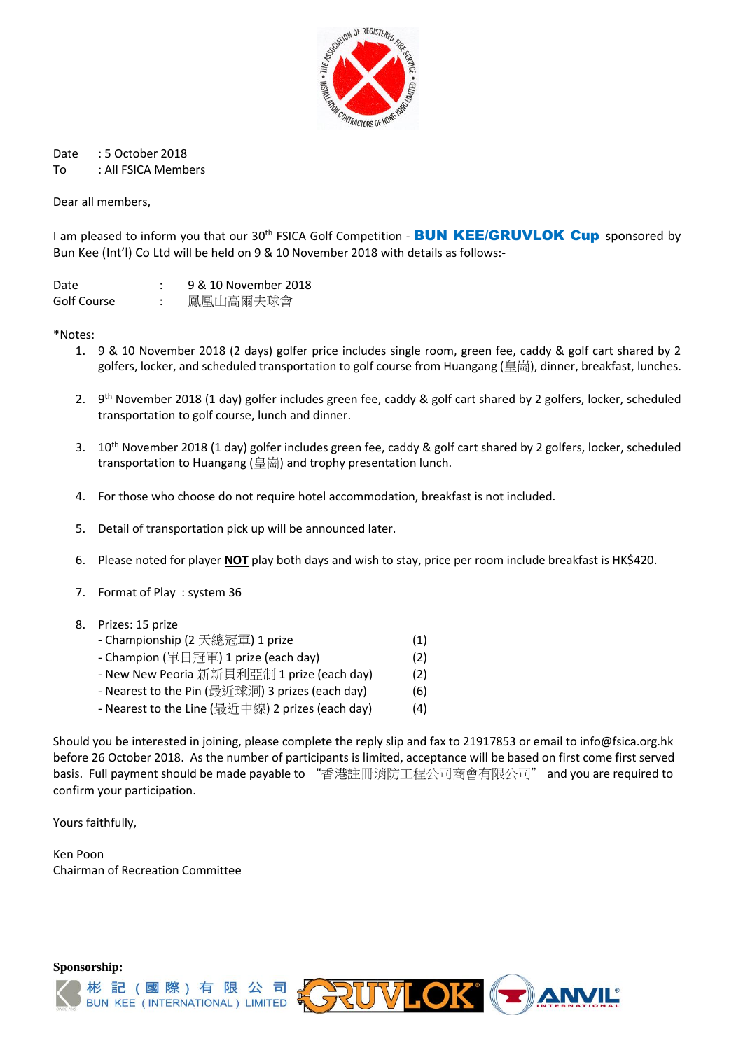Date : 5 October 2018
To : All FSICA Members

Dear all members,

I am pleased to inform you that our 30th FSICA Golf Competition - **BUN KEE/GRUVLOK Cup** sponsored by Bun Kee (Int'l) Co Ltd will be held on 9 & 10 November 2018 with details as follows:-

Date : 9 & 10 November 2018
Golf Course : 鳳凰山高爾夫球會

*Notes:

1. 9 & 10 November 2018 (2 days) golfer price includes single room, green fee, caddy & golf cart shared by 2 golfers, locker, and scheduled transportation to golf course from Huangang (皇崗), dinner, breakfast, lunches.

2. 9th November 2018 (1 day) golfer includes green fee, caddy & golf cart shared by 2 golfers, locker, scheduled transportation to golf course, lunch and dinner.

3. 10th November 2018 (1 day) golfer includes green fee, caddy & golf cart shared by 2 golfers, locker, scheduled transportation to Huangang (皇崗) and trophy presentation lunch.

4. For those who choose do not require hotel accommodation, breakfast is not included.

5. Detail of transportation pick up will be announced later.

6. Please noted for player **NOT** play both days and wish to stay, price per room include breakfast is HK$420.

7. Format of Play : system 36

8. Prizes: 15 prize
   - Championship (2 天總冠軍) 1 prize (1)
   - Champion (單日冠軍) 1 prize (each day) (2)
   - New New Peoria 新新貝利亞制 1 prize (each day) (2)
   - Nearest to the Pin (最近球洞) 3 prizes (each day) (6)
   - Nearest to the Line (最近中線) 2 prizes (each day) (4)

Should you be interested in joining, please complete the reply slip and fax to 21917853 or email to info@fsica.org.hk before 26 October 2018. As the number of participants is limited, acceptance will be based on first come first served basis. Full payment should be made payable to "香港註冊消防工程公司商會有限公司" and you are required to confirm your participation.

Yours faithfully,

Ken Poon
Chairman of Recreation Committee

**Sponsorship:**

彬記（國際）有限公司 BUN KEE (INTERNATIONAL) LIMITED　GRUVLOK　ANVIL INTERNATIONAL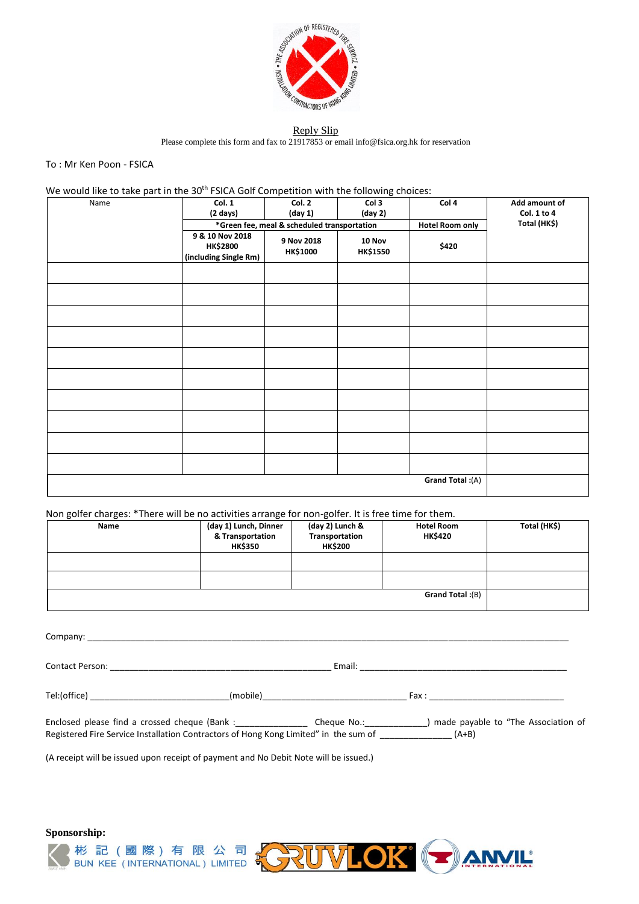## Reply Slip

Please complete this form and fax to 21917853 or email info@fsica.org.hk for reservation

To : Mr Ken Poon - FSICA

We would like to take part in the 30th FSICA Golf Competition with the following choices:

| Name | Col. 1 (2 days) | Col. 2 (day 1) | Col 3 (day 2) | Col 4 | Add amount of Col. 1 to 4 Total (HK$) |
|---|---|---|---|---|---|
| | *Green fee, meal & scheduled transportation | | | Hotel Room only | |
| | 9 & 10 Nov 2018 HK$2800 (including Single Rm) | 9 Nov 2018 HK$1000 | 10 Nov HK$1550 | $420 | |
| | | | | | |
| | | | | | |
| | | | | | |
| | | | | | |
| | | | | | |
| | | | | | |
| | | | | | |
| | | | | | |
| | | | | | |
| | | | | | |
| | | | | Grand Total :(A) | |

Non golfer charges: *There will be no activities arrange for non-golfer. It is free time for them.

| Name | (day 1) Lunch, Dinner & Transportation HK$350 | (day 2) Lunch & Transportation HK$200 | Hotel Room HK$420 | Total (HK$) |
|---|---|---|---|---|
| | | | | |
| | | | | |
| | | | Grand Total :(B) | |

Company: ______________________________________________

Contact Person: ______________________________ Email: ______________________________

Tel:(office) ____________________(mobile)____________________ Fax : ____________________

Enclosed please find a crossed cheque (Bank :______________ Cheque No.:____________) made payable to "The Association of Registered Fire Service Installation Contractors of Hong Kong Limited" in the sum of ______________ (A+B)

(A receipt will be issued upon receipt of payment and No Debit Note will be issued.)

**Sponsorship:**

彬記（國際）有限公司 BUN KEE (INTERNATIONAL) LIMITED GRUVLOK ANVIL INTERNATIONAL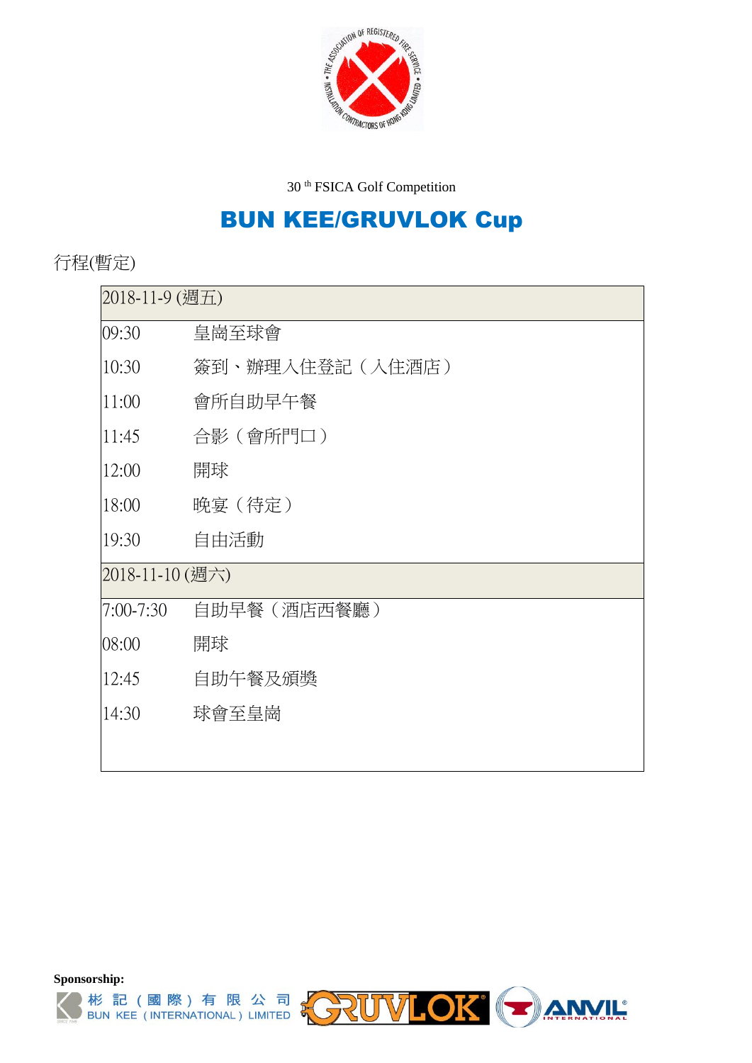30 th FSICA Golf Competition

# BUN KEE/GRUVLOK Cup

行程(暫定)

| | |
|---|---|
| 2018-11-9 (週五) | |
| 09:30 | 皇崗至球會 |
| 10:30 | 簽到、辦理入住登記（入住酒店） |
| 11:00 | 會所自助早午餐 |
| 11:45 | 合影（會所門口） |
| 12:00 | 開球 |
| 18:00 | 晚宴（待定） |
| 19:30 | 自由活動 |
| 2018-11-10 (週六) | |
| 7:00-7:30 | 自助早餐（酒店西餐廳） |
| 08:00 | 開球 |
| 12:45 | 自助午餐及頒獎 |
| 14:30 | 球會至皇崗 |

**Sponsorship:**

彬記（國際）有限公司 BUN KEE (INTERNATIONAL) LIMITED

GRUVLOK

ANVIL INTERNATIONAL